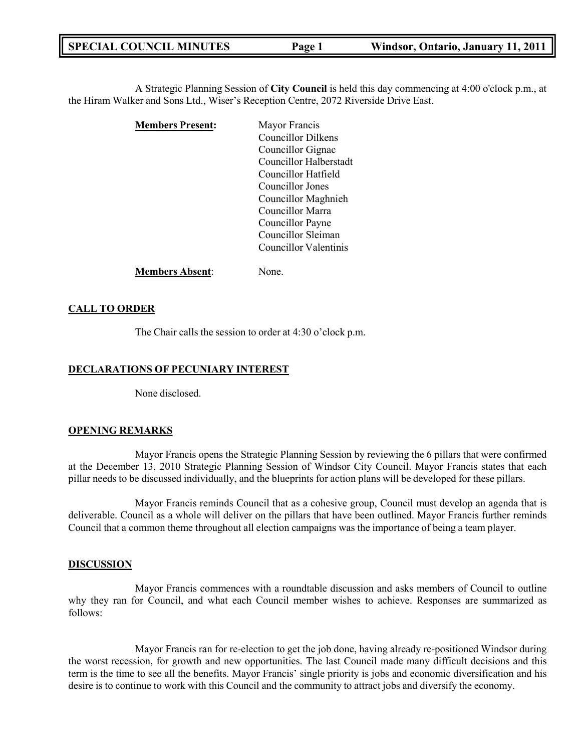A Strategic Planning Session of **City Council** is held this day commencing at 4:00 o'clock p.m., at the Hiram Walker and Sons Ltd., Wiser's Reception Centre, 2072 Riverside Drive East.

**Members Present:**

Mayor Francis
Councillor Dilkens
Councillor Gignac
Councillor Halberstadt
Councillor Hatfield
Councillor Jones
Councillor Maghnieh
Councillor Marra
Councillor Payne
Councillor Sleiman
Councillor Valentinis

**Members Absent**: None.

## CALL TO ORDER

The Chair calls the session to order at 4:30 o'clock p.m.

## DECLARATIONS OF PECUNIARY INTEREST

None disclosed.

## OPENING REMARKS

Mayor Francis opens the Strategic Planning Session by reviewing the 6 pillars that were confirmed at the December 13, 2010 Strategic Planning Session of Windsor City Council. Mayor Francis states that each pillar needs to be discussed individually, and the blueprints for action plans will be developed for these pillars.

Mayor Francis reminds Council that as a cohesive group, Council must develop an agenda that is deliverable. Council as a whole will deliver on the pillars that have been outlined. Mayor Francis further reminds Council that a common theme throughout all election campaigns was the importance of being a team player.

## DISCUSSION

Mayor Francis commences with a roundtable discussion and asks members of Council to outline why they ran for Council, and what each Council member wishes to achieve. Responses are summarized as follows:

Mayor Francis ran for re-election to get the job done, having already re-positioned Windsor during the worst recession, for growth and new opportunities. The last Council made many difficult decisions and this term is the time to see all the benefits. Mayor Francis' single priority is jobs and economic diversification and his desire is to continue to work with this Council and the community to attract jobs and diversify the economy.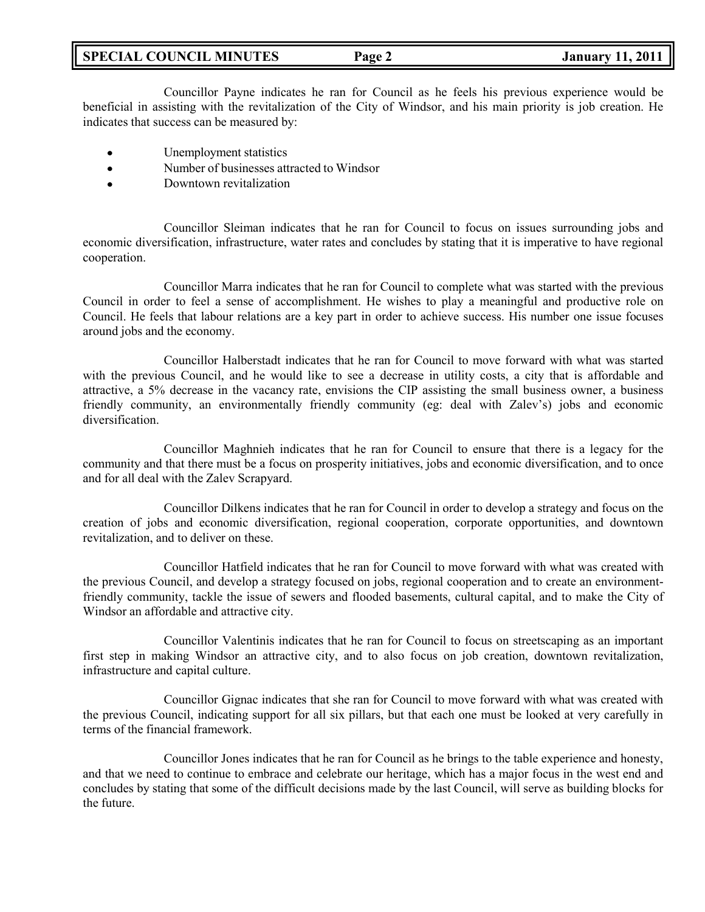Councillor Payne indicates he ran for Council as he feels his previous experience would be beneficial in assisting with the revitalization of the City of Windsor, and his main priority is job creation. He indicates that success can be measured by:

- Unemployment statistics
- Number of businesses attracted to Windsor
- Downtown revitalization

Councillor Sleiman indicates that he ran for Council to focus on issues surrounding jobs and economic diversification, infrastructure, water rates and concludes by stating that it is imperative to have regional cooperation.

Councillor Marra indicates that he ran for Council to complete what was started with the previous Council in order to feel a sense of accomplishment. He wishes to play a meaningful and productive role on Council. He feels that labour relations are a key part in order to achieve success. His number one issue focuses around jobs and the economy.

Councillor Halberstadt indicates that he ran for Council to move forward with what was started with the previous Council, and he would like to see a decrease in utility costs, a city that is affordable and attractive, a 5% decrease in the vacancy rate, envisions the CIP assisting the small business owner, a business friendly community, an environmentally friendly community (eg: deal with Zalev's) jobs and economic diversification.

Councillor Maghnieh indicates that he ran for Council to ensure that there is a legacy for the community and that there must be a focus on prosperity initiatives, jobs and economic diversification, and to once and for all deal with the Zalev Scrapyard.

Councillor Dilkens indicates that he ran for Council in order to develop a strategy and focus on the creation of jobs and economic diversification, regional cooperation, corporate opportunities, and downtown revitalization, and to deliver on these.

Councillor Hatfield indicates that he ran for Council to move forward with what was created with the previous Council, and develop a strategy focused on jobs, regional cooperation and to create an environment-friendly community, tackle the issue of sewers and flooded basements, cultural capital, and to make the City of Windsor an affordable and attractive city.

Councillor Valentinis indicates that he ran for Council to focus on streetscaping as an important first step in making Windsor an attractive city, and to also focus on job creation, downtown revitalization, infrastructure and capital culture.

Councillor Gignac indicates that she ran for Council to move forward with what was created with the previous Council, indicating support for all six pillars, but that each one must be looked at very carefully in terms of the financial framework.

Councillor Jones indicates that he ran for Council as he brings to the table experience and honesty, and that we need to continue to embrace and celebrate our heritage, which has a major focus in the west end and concludes by stating that some of the difficult decisions made by the last Council, will serve as building blocks for the future.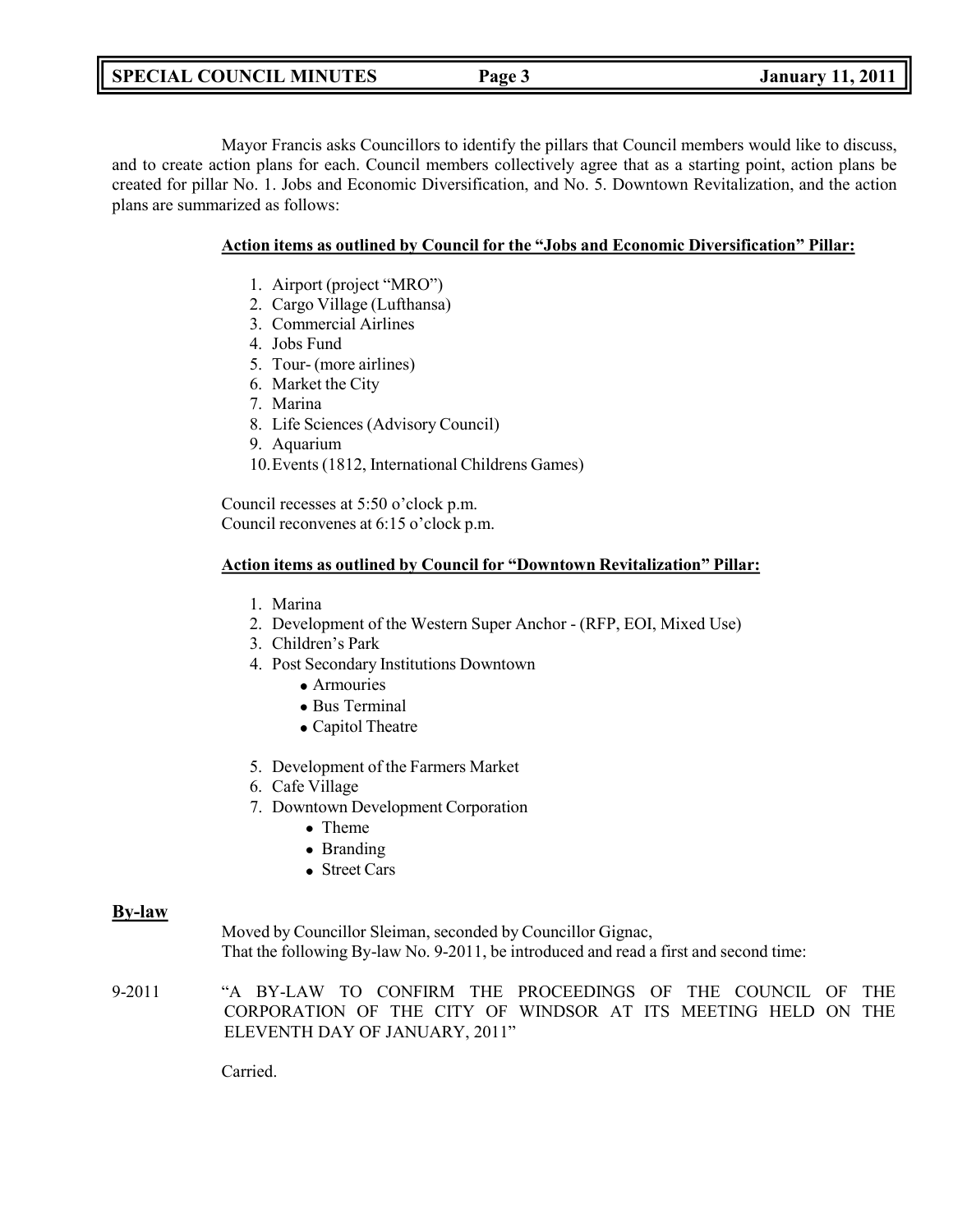Mayor Francis asks Councillors to identify the pillars that Council members would like to discuss, and to create action plans for each. Council members collectively agree that as a starting point, action plans be created for pillar No. 1. Jobs and Economic Diversification, and No. 5. Downtown Revitalization, and the action plans are summarized as follows:

**Action items as outlined by Council for the "Jobs and Economic Diversification" Pillar:**

1. Airport (project "MRO")
2. Cargo Village (Lufthansa)
3. Commercial Airlines
4. Jobs Fund
5. Tour- (more airlines)
6. Market the City
7. Marina
8. Life Sciences (Advisory Council)
9. Aquarium
10. Events (1812, International Childrens Games)

Council recesses at 5:50 o'clock p.m.
Council reconvenes at 6:15 o'clock p.m.

**Action items as outlined by Council for "Downtown Revitalization" Pillar:**

1. Marina
2. Development of the Western Super Anchor - (RFP, EOI, Mixed Use)
3. Children's Park
4. Post Secondary Institutions Downtown
   - Armouries
   - Bus Terminal
   - Capitol Theatre
5. Development of the Farmers Market
6. Cafe Village
7. Downtown Development Corporation
   - Theme
   - Branding
   - Street Cars

## By-law

Moved by Councillor Sleiman, seconded by Councillor Gignac,
That the following By-law No. 9-2011, be introduced and read a first and second time:

9-2011 "A BY-LAW TO CONFIRM THE PROCEEDINGS OF THE COUNCIL OF THE CORPORATION OF THE CITY OF WINDSOR AT ITS MEETING HELD ON THE ELEVENTH DAY OF JANUARY, 2011"

Carried.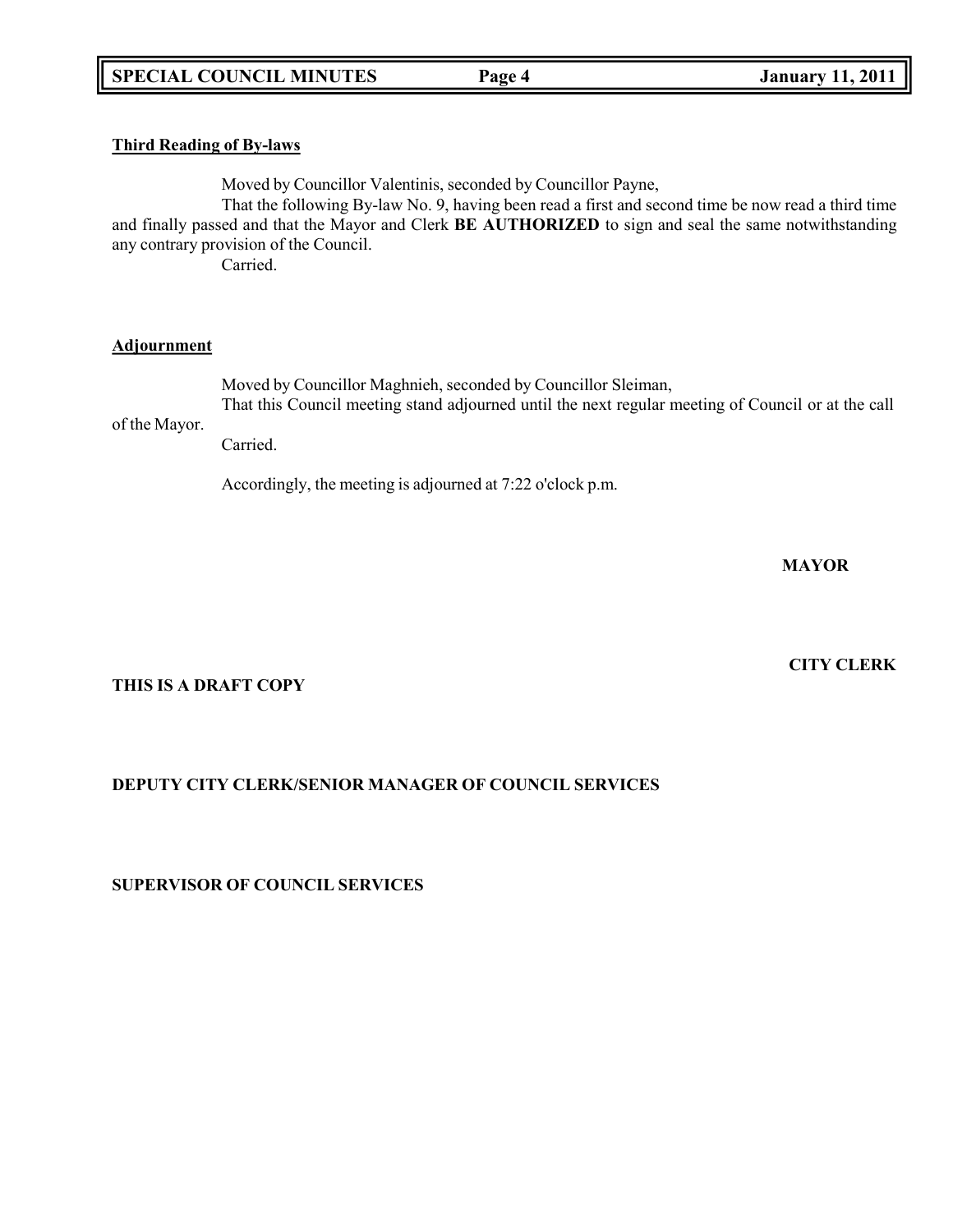**Third Reading of By-laws**

Moved by Councillor Valentinis, seconded by Councillor Payne,

That the following By-law No. 9, having been read a first and second time be now read a third time and finally passed and that the Mayor and Clerk **BE AUTHORIZED** to sign and seal the same notwithstanding any contrary provision of the Council.

Carried.

**Adjournment**

Moved by Councillor Maghnieh, seconded by Councillor Sleiman,

That this Council meeting stand adjourned until the next regular meeting of Council or at the call of the Mayor.

Carried.

Accordingly, the meeting is adjourned at 7:22 o'clock p.m.

**MAYOR**

**CITY CLERK**

**THIS IS A DRAFT COPY**

**DEPUTY CITY CLERK/SENIOR MANAGER OF COUNCIL SERVICES**

**SUPERVISOR OF COUNCIL SERVICES**